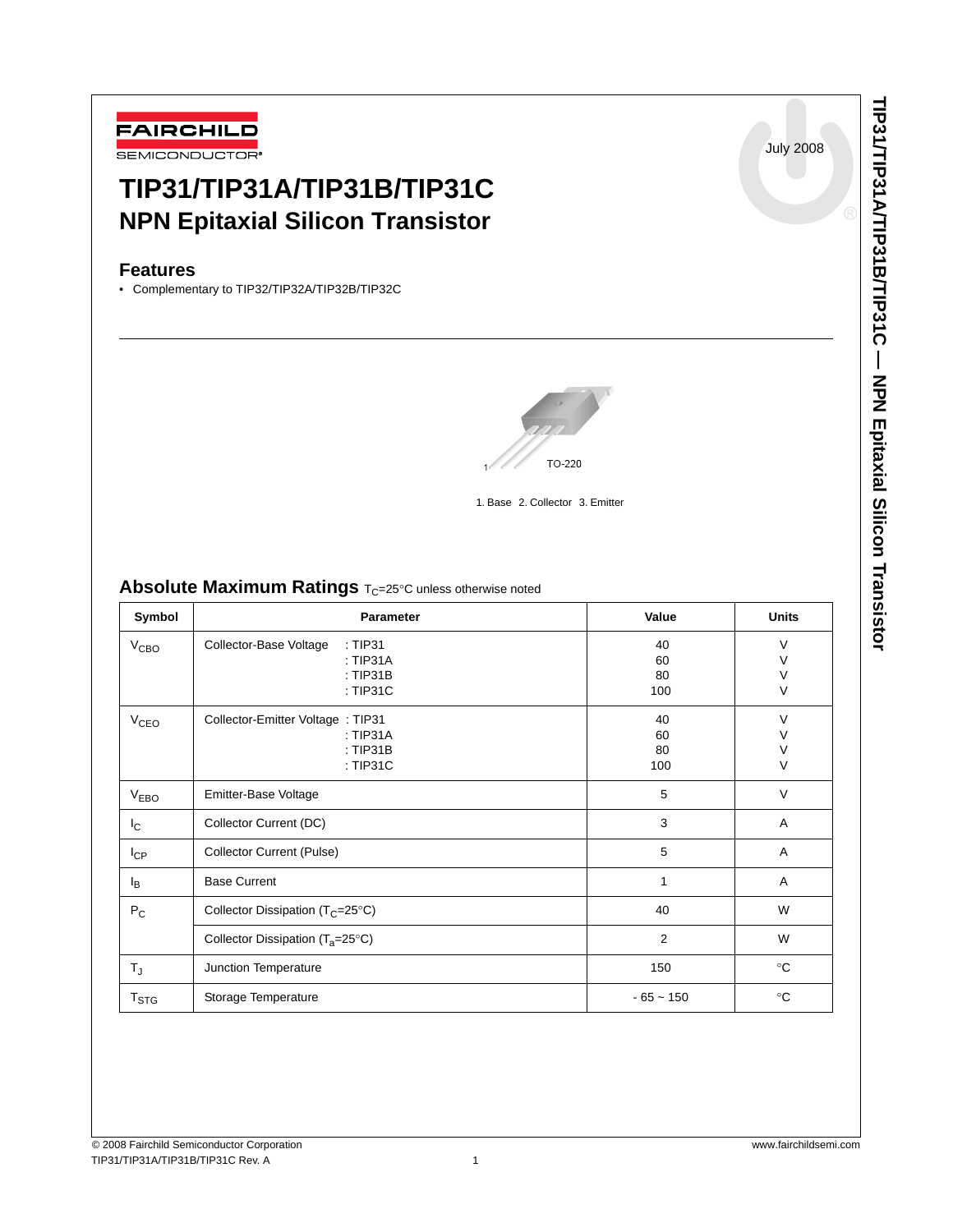July 2008

# TIP31/TIP31A/TIP31B/TIP31C
## NPN Epitaxial Silicon Transistor

### Features
- Complementary to TIP32/TIP32A/TIP32B/TIP32C

TO-220

1. Base 2. Collector 3. Emitter

### Absolute Maximum Ratings $T_C$=25°C unless otherwise noted

| Symbol | Parameter | Value | Units |
|---|---|---|---|
| $V_{CBO}$ | Collector-Base Voltage : TIP31<br>: TIP31A<br>: TIP31B<br>: TIP31C | 40<br>60<br>80<br>100 | V<br>V<br>V<br>V |
| $V_{CEO}$ | Collector-Emitter Voltage : TIP31<br>: TIP31A<br>: TIP31B<br>: TIP31C | 40<br>60<br>80<br>100 | V<br>V<br>V<br>V |
| $V_{EBO}$ | Emitter-Base Voltage | 5 | V |
| $I_C$ | Collector Current (DC) | 3 | A |
| $I_{CP}$ | Collector Current (Pulse) | 5 | A |
| $I_B$ | Base Current | 1 | A |
| $P_C$ | Collector Dissipation ($T_C$=25°C) | 40 | W |
| | Collector Dissipation ($T_a$=25°C) | 2 | W |
| $T_J$ | Junction Temperature | 150 | °C |
| $T_{STG}$ | Storage Temperature | - 65 ~ 150 | °C |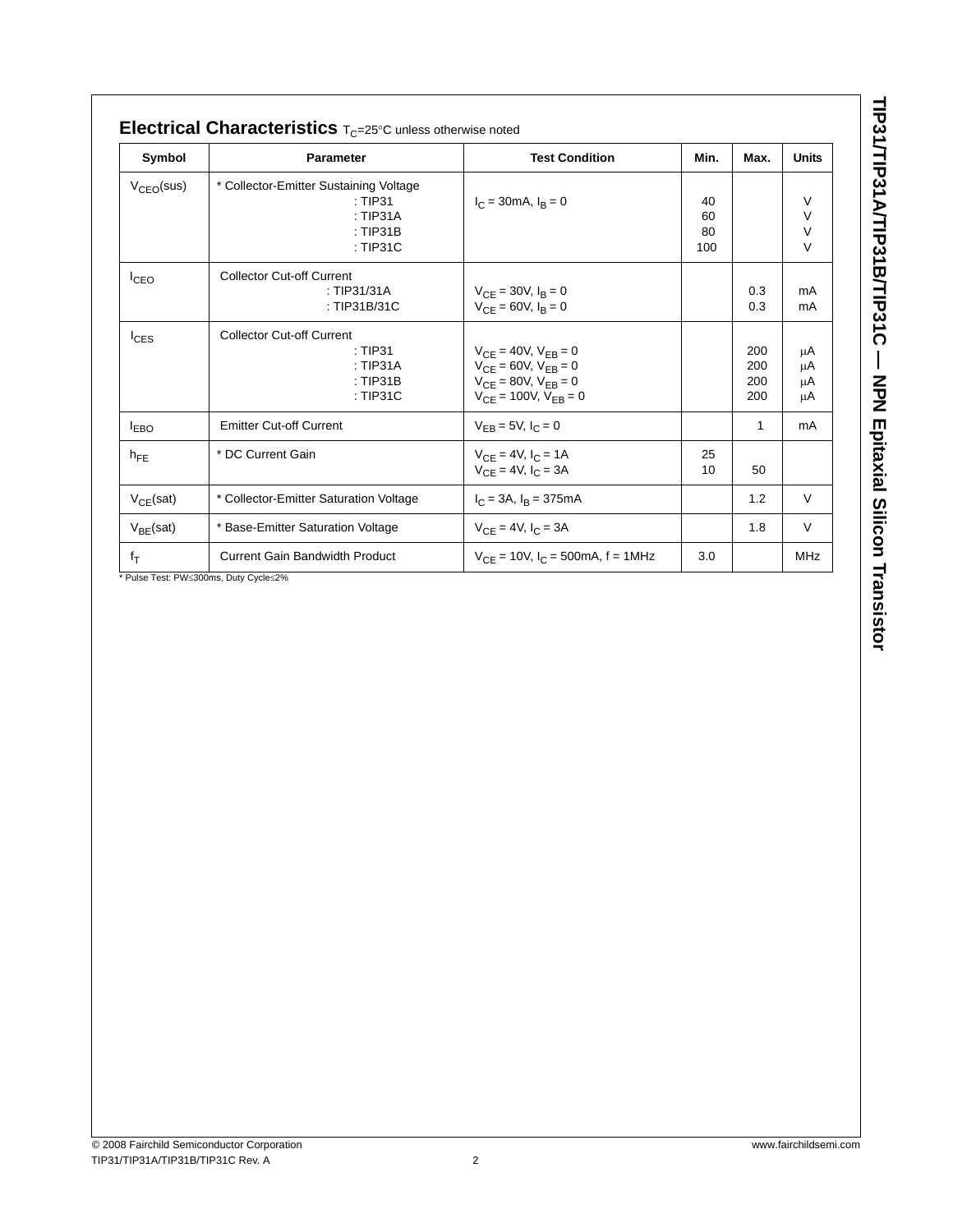## Electrical Characteristics $T_C$=25°C unless otherwise noted

| Symbol | Parameter | Test Condition | Min. | Max. | Units |
|---|---|---|---|---|---|
| $V_{CEO}$(sus) | * Collector-Emitter Sustaining Voltage<br>: TIP31<br>: TIP31A<br>: TIP31B<br>: TIP31C | $I_C$ = 30mA, $I_B$ = 0 | <br>40<br>60<br>80<br>100 | | <br>V<br>V<br>V<br>V |
| $I_{CEO}$ | Collector Cut-off Current<br>: TIP31/31A<br>: TIP31B/31C | <br>$V_{CE}$ = 30V, $I_B$ = 0<br>$V_{CE}$ = 60V, $I_B$ = 0 | | <br>0.3<br>0.3 | <br>mA<br>mA |
| $I_{CES}$ | Collector Cut-off Current<br>: TIP31<br>: TIP31A<br>: TIP31B<br>: TIP31C | <br>$V_{CE}$ = 40V, $V_{EB}$ = 0<br>$V_{CE}$ = 60V, $V_{EB}$ = 0<br>$V_{CE}$ = 80V, $V_{EB}$ = 0<br>$V_{CE}$ = 100V, $V_{EB}$ = 0 | | <br>200<br>200<br>200<br>200 | <br>μA<br>μA<br>μA<br>μA |
| $I_{EBO}$ | Emitter Cut-off Current | $V_{EB}$ = 5V, $I_C$ = 0 | | 1 | mA |
| $h_{FE}$ | * DC Current Gain | $V_{CE}$ = 4V, $I_C$ = 1A<br>$V_{CE}$ = 4V, $I_C$ = 3A | 25<br>10 | <br>50 | |
| $V_{CE}$(sat) | * Collector-Emitter Saturation Voltage | $I_C$ = 3A, $I_B$ = 375mA | | 1.2 | V |
| $V_{BE}$(sat) | * Base-Emitter Saturation Voltage | $V_{CE}$ = 4V, $I_C$ = 3A | | 1.8 | V |
| $f_T$ | Current Gain Bandwidth Product | $V_{CE}$ = 10V, $I_C$ = 500mA, f = 1MHz | 3.0 | | MHz |

* Pulse Test: PW≤300ms, Duty Cycle≤2%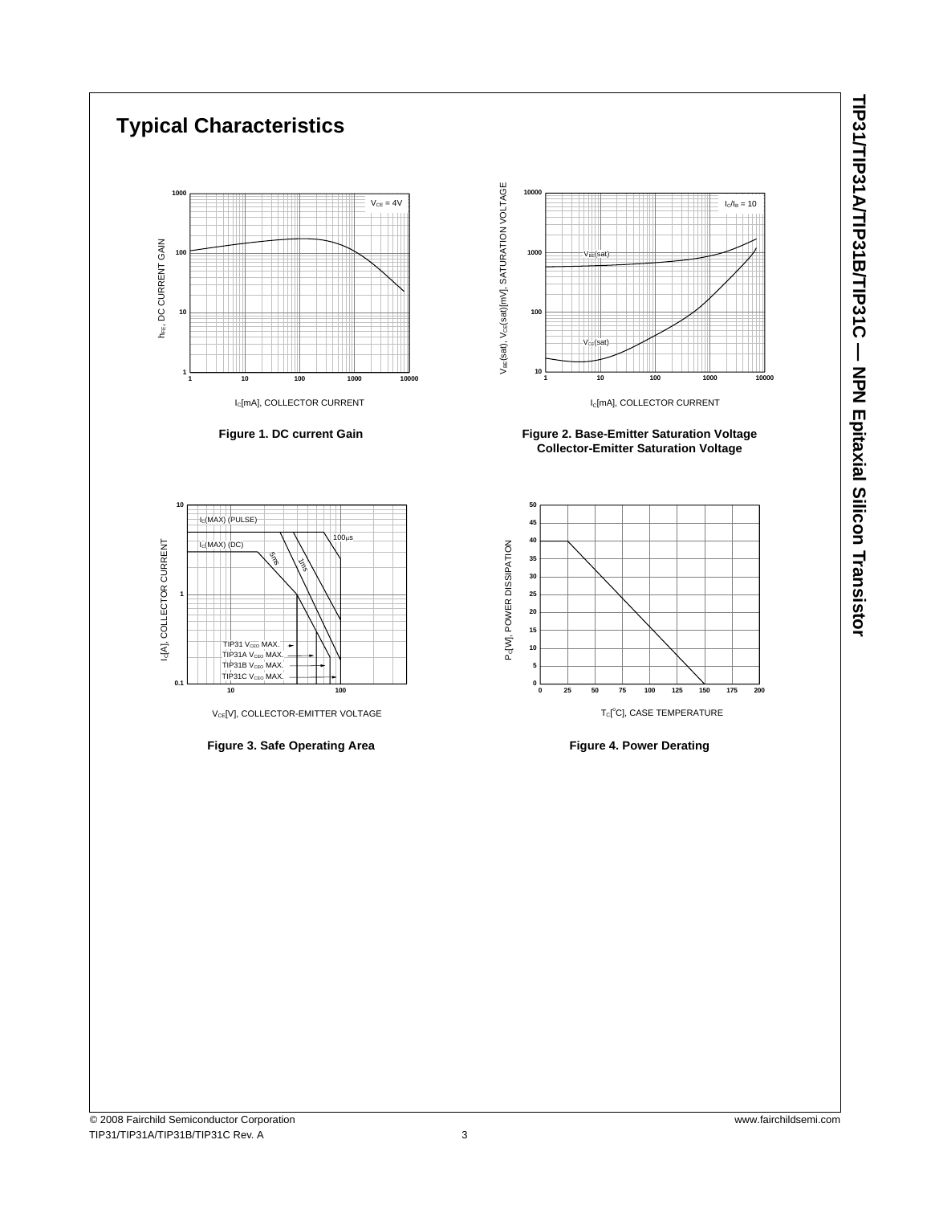# Typical Characteristics

Figure 1. DC current Gain

Figure 2. Base-Emitter Saturation Voltage
Collector-Emitter Saturation Voltage

Figure 3. Safe Operating Area

Figure 4. Power Derating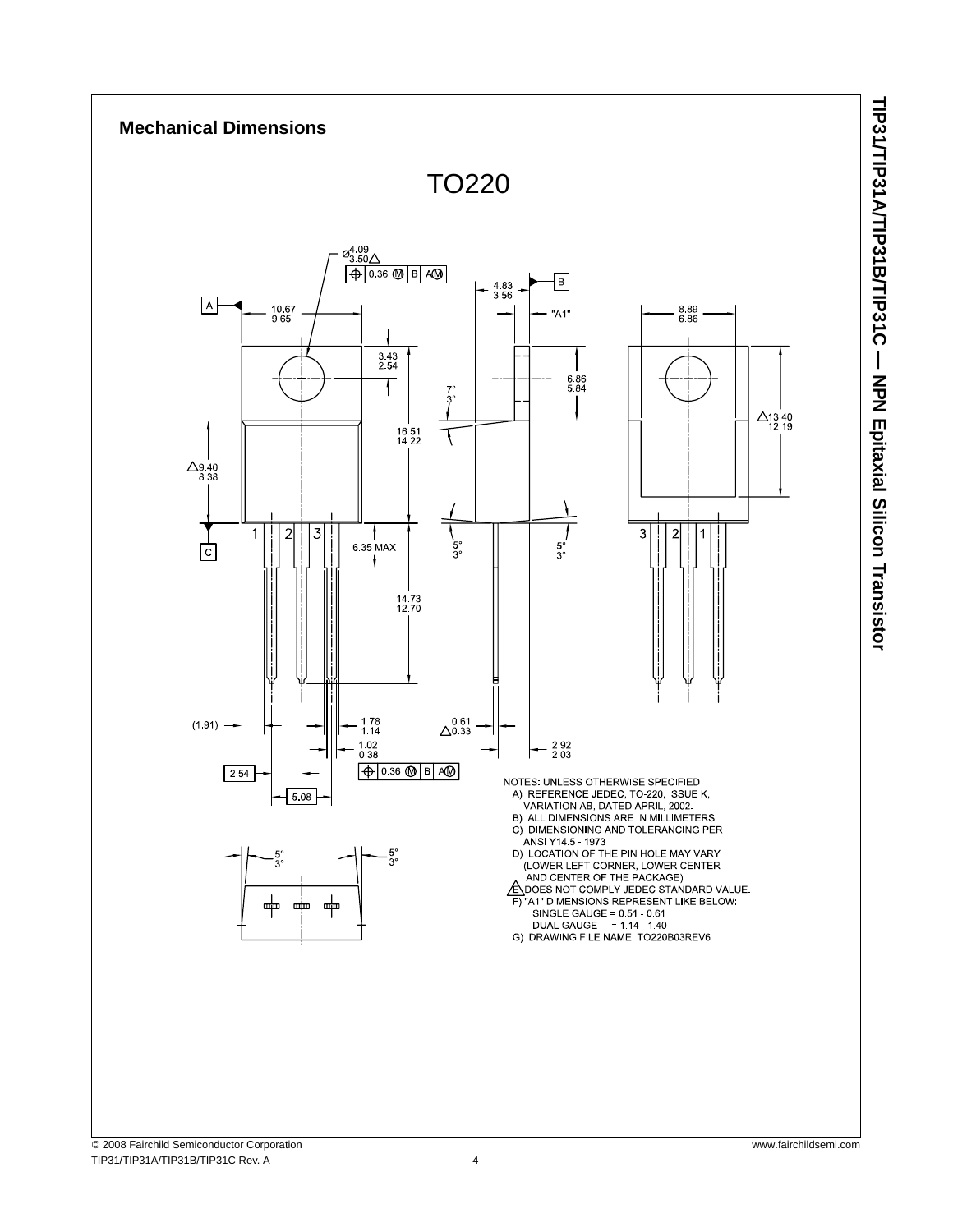## Mechanical Dimensions

TO220

NOTES: UNLESS OTHERWISE SPECIFIED

A) REFERENCE JEDEC, TO-220, ISSUE K, VARIATION AB, DATED APRIL, 2002.

B) ALL DIMENSIONS ARE IN MILLIMETERS.

C) DIMENSIONING AND TOLERANCING PER ANSI Y14.5 - 1973

D) LOCATION OF THE PIN HOLE MAY VARY (LOWER LEFT CORNER, LOWER CENTER AND CENTER OF THE PACKAGE)

E) DOES NOT COMPLY JEDEC STANDARD VALUE.

F) "A1" DIMENSIONS REPRESENT LIKE BELOW:
   SINGLE GAUGE = 0.51 - 0.61
   DUAL GAUGE = 1.14 - 1.40

G) DRAWING FILE NAME: TO220B03REV6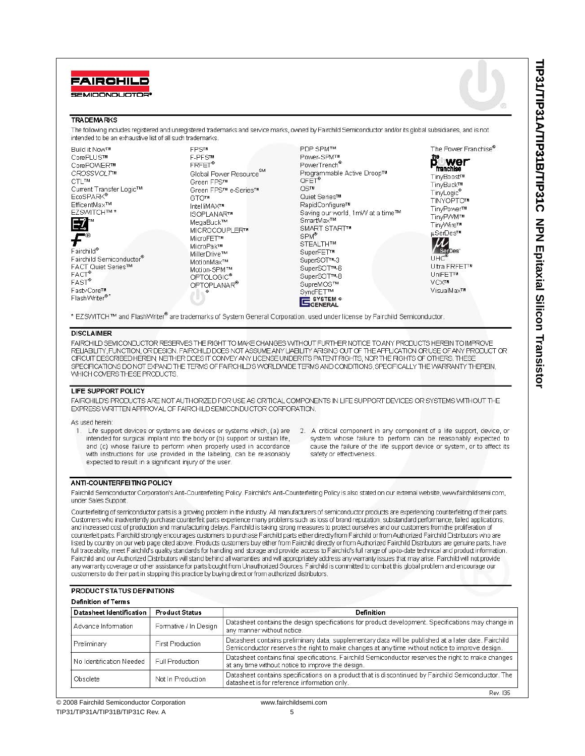## TRADEMARKS

The following includes registered and unregistered trademarks and service marks, owned by Fairchild Semiconductor and/or its global subsidiaries, and is not intended to be an exhaustive list of all such trademarks.

Build it Now™
CorePLUS™
CorePOWER™
*CROSSVOLT*™
CTL™
Current Transfer Logic™
EcoSPARK®
EfficentMax™
EZSWITCH™ *
™
®
Fairchild®
Fairchild Semiconductor®
FACT Quiet Series™
FACT®
FAST®
FastvCore™
FlashWriter® *
FPS™
F-PFS™
FRFET®
Global Power Resource℠
Green FPS™
Green FPS™ e-Series™
GTO™
IntelliMAX™
ISOPLANAR™
MegaBuck™
MICROCOUPLER™
MicroFET™
MicroPak™
MillerDrive™
MotionMax™
Motion-SPM™
OPTOLOGIC®
OPTOPLANAR®
®
PDP SPM™
Power-SPM™
PowerTrench®
Programmable Active Droop™
QFET®
QS™
Quiet Series™
RapidConfigure™
Saving our world, 1mW at a time™
SmartMax™
SMART START™
SPM®
STEALTH™
SuperFET™
SuperSOT™-3
SuperSOT™-6
SuperSOT™-8
SupreMOS™
SyncFET™
SYSTEM® GENERAL
The Power Franchise®
the power franchise
TinyBoost™
TinyBuck™
TinyLogic®
TINYOPTO™
TinyPower™
TinyPWM™
TinyWire™
µSerDes™
µSerDes
UHC®
Ultra FRFET™
UniFET™
VCX™
VisualMax™

\* EZSWITCH™ and FlashWriter® are trademarks of System General Corporation, used under license by Fairchild Semiconductor.

## DISCLAIMER

FAIRCHILD SEMICONDUCTOR RESERVES THE RIGHT TO MAKE CHANGES WITHOUT FURTHER NOTICE TO ANY PRODUCTS HEREIN TO IMPROVE RELIABILITY, FUNCTION, OR DESIGN. FAIRCHILD DOES NOT ASSUME ANY LIABILITY ARISING OUT OF THE APPLICATION OR USE OF ANY PRODUCT OR CIRCUIT DESCRIBED HEREIN; NEITHER DOES IT CONVEY ANY LICENSE UNDER ITS PATENT RIGHTS, NOR THE RIGHTS OF OTHERS. THESE SPECIFICATIONS DO NOT EXPAND THE TERMS OF FAIRCHILD'S WORLDWIDE TERMS AND CONDITIONS, SPECIFICALLY THE WARRANTY THEREIN, WHICH COVERS THESE PRODUCTS.

## LIFE SUPPORT POLICY

FAIRCHILD'S PRODUCTS ARE NOT AUTHORIZED FOR USE AS CRITICAL COMPONENTS IN LIFE SUPPORT DEVICES OR SYSTEMS WITHOUT THE EXPRESS WRITTEN APPROVAL OF FAIRCHILD SEMICONDUCTOR CORPORATION.

As used herein:

1. Life support devices or systems are devices or systems which, (a) are intended for surgical implant into the body or (b) support or sustain life, and (c) whose failure to perform when properly used in accordance with instructions for use provided in the labeling, can be reasonably expected to result in a significant injury of the user.
2. A critical component in any component of a life support, device, or system whose failure to perform can be reasonably expected to cause the failure of the life support device or system, or to affect its safety or effectiveness.

## ANTI-COUNTERFEITING POLICY

Fairchild Semiconductor Corporation's Anti-Counterfeiting Policy. Fairchild's Anti-Counterfeiting Policy is also stated on our external website, www.fairchildsemi.com, under Sales Support.

Counterfeiting of semiconductor parts is a growing problem in the industry. All manufacturers of semiconductor products are experiencing counterfeiting of their parts. Customers who inadvertently purchase counterfeit parts experience many problems such as loss of brand reputation, substandard performance, failed applications, and increased cost of production and manufacturing delays. Fairchild is taking strong measures to protect ourselves and our customers from the proliferation of counterfeit parts. Fairchild strongly encourages customers to purchase Fairchild parts either directly from Fairchild or from Authorized Fairchild Distributors who are listed by country on our web page cited above. Products customers buy either from Fairchild directly or from Authorized Fairchild Distributors are genuine parts, have full traceability, meet Fairchild's quality standards for handling and storage and provide access to Fairchild's full range of up-to-date technical and product information. Fairchild and our Authorized Distributors will stand behind all warranties and will appropriately address any warranty issues that may arise. Fairchild will not provide any warranty coverage or other assistance for parts bought from Unauthorized Sources. Fairchild is committed to combat this global problem and encourage our customers to do their part in stopping this practice by buying direct or from authorized distributors.

## PRODUCT STATUS DEFINITIONS

**Definition of Terms**

| Datasheet Identification | Product Status | Definition |
|---|---|---|
| Advance Information | Formative / In Design | Datasheet contains the design specifications for product development. Specifications may change in any manner without notice. |
| Preliminary | First Production | Datasheet contains preliminary data; supplementary data will be published at a later date. Fairchild Semiconductor reserves the right to make changes at any time without notice to improve design. |
| No Identification Needed | Full Production | Datasheet contains final specifications. Fairchild Semiconductor reserves the right to make changes at any time without notice to improve the design. |
| Obsolete | Not In Production | Datasheet contains specifications on a product that is discontinued by Fairchild Semiconductor. The datasheet is for reference information only. |

Rev. I35